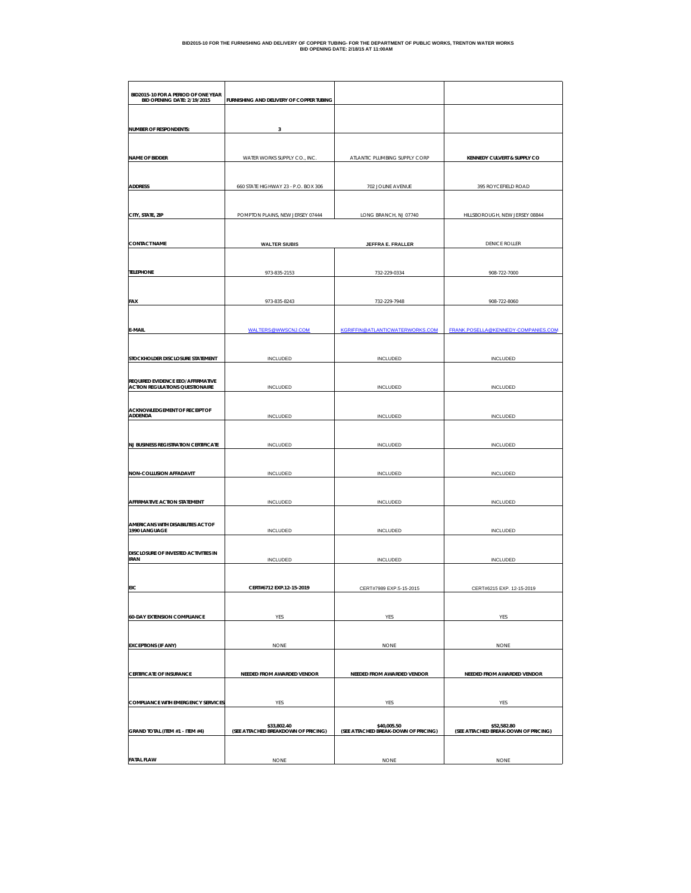**BID2015-10 FOR THE FURNISHING AND DELIVERY OF COPPER TUBING- FOR THE DEPARTMENT OF PUBLIC WORKS, TRENTON WATER WORKS**
**BID OPENING DATE: 2/18/15 AT 11:00AM**

| BID2015-10 FOR A PERIOD OF ONE YEAR BID OPENING DATE: 2/19/2015 | FURNISHING AND DELIVERY OF COPPER TUBING | | |
|---|---|---|---|
| NUMBER OF RESPONDENTS: | 3 | | |
| NAME OF BIDDER | WATER WORKS SUPPLY CO., INC. | ATLANTIC PLUMBING SUPPLY CORP | KENNEDY CULVERT & SUPPLY CO |
| ADDRESS | 660 STATE HIGHWAY 23 - P.O. BOX 306 | 702 JOLINE AVENUE | 395 ROYCEFIELD ROAD |
| CITY, STATE, ZIP | POMPTON PLAINS, NEW JERSEY 07444 | LONG BRANCH, NJ 07740 | HILLSBOROUGH, NEW JERSEY 08844 |
| CONTACT NAME | WALTER SIUBIS | JEFFRA E. FRALLER | DENICE ROLLER |
| TELEPHONE | 973-835-2153 | 732-229-0334 | 908-722-7000 |
| FAX | 973-835-8243 | 732-229-7948 | 908-722-8060 |
| E-MAIL | WALTERS@WWSCNJ.COM | KGRIFFIN@ATLANTICWATERWORKS.COM | FRANK.POSELLA@KENNEDY-COMPANIES.COM |
| STOCKHOLDER DISCLOSURE STATEMENT | INCLUDED | INCLUDED | INCLUDED |
| REQUIRED EVIDENCE EEO/AFFIRMATIVE ACTION REGULATIONS QUESTIONAIRE | INCLUDED | INCLUDED | INCLUDED |
| ACKNOWLEDGEMENT OF RECEIPT OF ADDENDA | INCLUDED | INCLUDED | INCLUDED |
| NJ BUSINESS REGISTRATION CERTIFICATE | INCLUDED | INCLUDED | INCLUDED |
| NON-COLLUSION AFFADAVIT | INCLUDED | INCLUDED | INCLUDED |
| AFFIRMATIVE ACTION STATEMENT | INCLUDED | INCLUDED | INCLUDED |
| AMERICANS WITH DISABILITIES ACT OF 1990 LANGUAGE | INCLUDED | INCLUDED | INCLUDED |
| DISCLOSURE OF INVESTED ACTIVITIES IN IRAN | INCLUDED | INCLUDED | INCLUDED |
| EIC | CERT#6712 EXP.12-15-2019 | CERT#7989 EXP.5-15-2015 | CERT#6215 EXP. 12-15-2019 |
| 60-DAY EXTENSION COMPLIANCE | YES | YES | YES |
| EXCEPTIONS (IF ANY) | NONE | NONE | NONE |
| CERTIFICATE OF INSURANCE | NEEDED FROM AWARDED VENDOR | NEEDED FROM AWARDED VENDOR | NEEDED FROM AWARDED VENDOR |
| COMPLIANCE WITH EMERGENCY SERVICES | YES | YES | YES |
| GRAND TOTAL (ITEM #1 - ITEM #4) | $33,802.40 (SEE ATTACHED BREAKDOWN OF PRICING) | $40,005.50 (SEE ATTACHED BREAK-DOWN OF PRICING) | $52,582.80 (SEE ATTACHED BREAK-DOWN OF PRICING) |
| FATAL FLAW | NONE | NONE | NONE |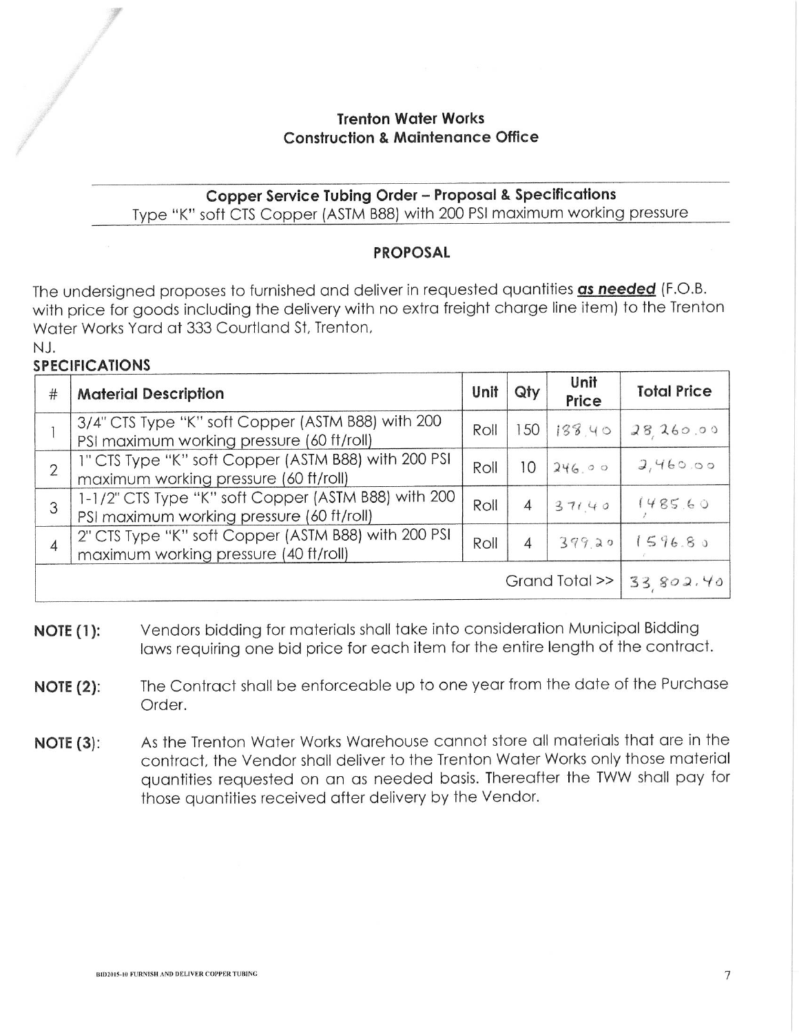**Trenton Water Works**
**Construction & Maintenance Office**

---

**Copper Service Tubing Order – Proposal & Specifications**
Type "K" soft CTS Copper (ASTM B88) with 200 PSI maximum working pressure

---

**PROPOSAL**

The undersigned proposes to furnished and deliver in requested quantities ***as needed*** (F.O.B. with price for goods including the delivery with no extra freight charge line item) to the Trenton Water Works Yard at 333 Courtland St, Trenton, NJ.

**SPECIFICATIONS**

| # | Material Description | Unit | Qty | Unit Price | Total Price |
|---|---|---|---|---|---|
| 1 | 3/4" CTS Type "K" soft Copper (ASTM B88) with 200 PSI maximum working pressure (60 ft/roll) | Roll | 150 | 188.40 | 28,260.00 |
| 2 | 1" CTS Type "K" soft Copper (ASTM B88) with 200 PSI maximum working pressure (60 ft/roll) | Roll | 10 | 246.00 | 2,460.00 |
| 3 | 1-1/2" CTS Type "K" soft Copper (ASTM B88) with 200 PSI maximum working pressure (60 ft/roll) | Roll | 4 | 371.40 | 1485.60 |
| 4 | 2" CTS Type "K" soft Copper (ASTM B88) with 200 PSI maximum working pressure (40 ft/roll) | Roll | 4 | 399.20 | 1596.80 |
| | | | | Grand Total >> | 33,802.40 |

**NOTE (1):** Vendors bidding for materials shall take into consideration Municipal Bidding laws requiring one bid price for each item for the entire length of the contract.

**NOTE (2):** The Contract shall be enforceable up to one year from the date of the Purchase Order.

**NOTE (3):** As the Trenton Water Works Warehouse cannot store all materials that are in the contract, the Vendor shall deliver to the Trenton Water Works only those material quantities requested on an as needed basis. Thereafter the TWW shall pay for those quantities received after delivery by the Vendor.

BID2015-10 FURNISH AND DELIVER COPPER TUBING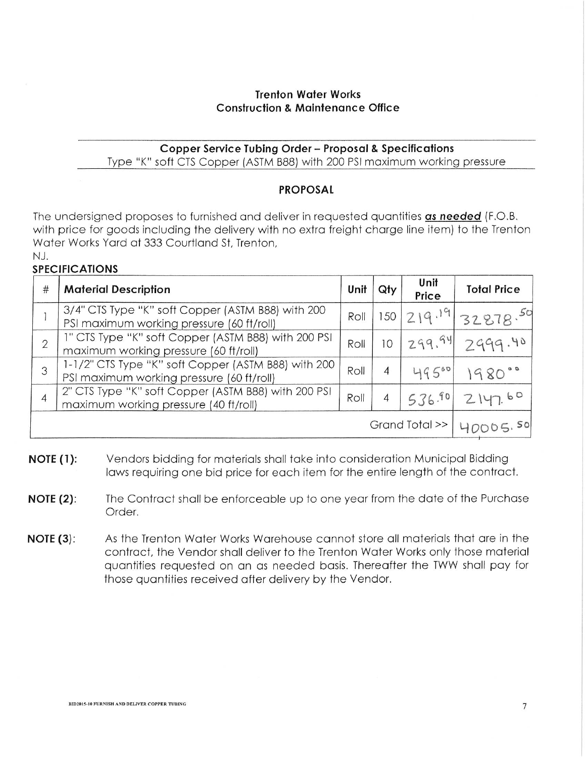**Trenton Water Works**
**Construction & Maintenance Office**

---

**Copper Service Tubing Order – Proposal & Specifications**
Type "K" soft CTS Copper (ASTM B88) with 200 PSI maximum working pressure

---

## PROPOSAL

The undersigned proposes to furnished and deliver in requested quantities ***as needed*** (F.O.B. with price for goods including the delivery with no extra freight charge line item) to the Trenton Water Works Yard at 333 Courtland St, Trenton, NJ.

**SPECIFICATIONS**

| # | Material Description | Unit | Qty | Unit Price | Total Price |
|---|---|---|---|---|---|
| 1 | 3/4" CTS Type "K" soft Copper (ASTM B88) with 200 PSI maximum working pressure (60 ft/roll) | Roll | 150 | 219.19 | 32878.50 |
| 2 | 1" CTS Type "K" soft Copper (ASTM B88) with 200 PSI maximum working pressure (60 ft/roll) | Roll | 10 | 299.94 | 2999.40 |
| 3 | 1-1/2" CTS Type "K" soft Copper (ASTM B88) with 200 PSI maximum working pressure (60 ft/roll) | Roll | 4 | 495.00 | 1980.00 |
| 4 | 2" CTS Type "K" soft Copper (ASTM B88) with 200 PSI maximum working pressure (40 ft/roll) | Roll | 4 | 536.90 | 2147.60 |
| | | | | Grand Total >> | 40005.50 |

**NOTE (1):** Vendors bidding for materials shall take into consideration Municipal Bidding laws requiring one bid price for each item for the entire length of the contract.

**NOTE (2):** The Contract shall be enforceable up to one year from the date of the Purchase Order.

**NOTE (3):** As the Trenton Water Works Warehouse cannot store all materials that are in the contract, the Vendor shall deliver to the Trenton Water Works only those material quantities requested on an as needed basis. Thereafter the TWW shall pay for those quantities received after delivery by the Vendor.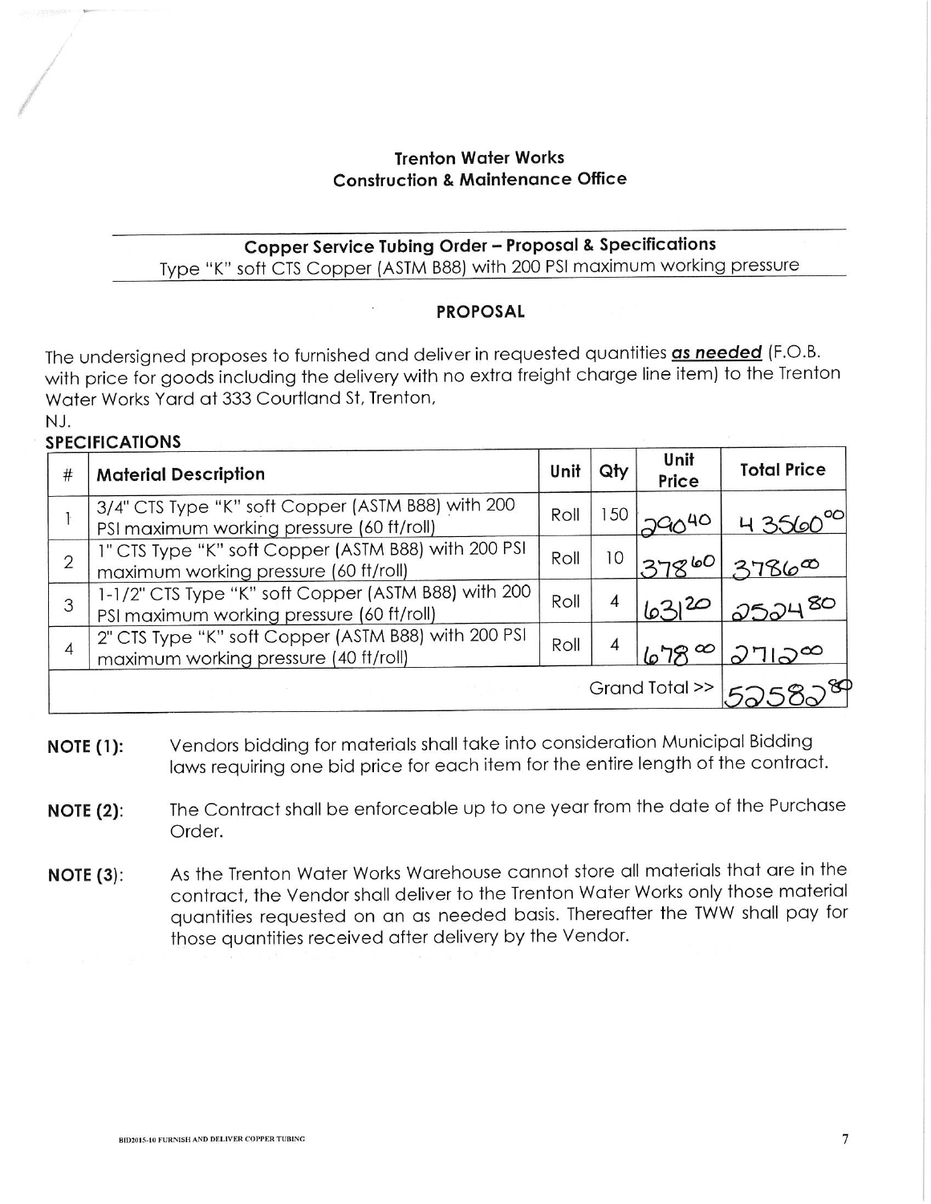**Trenton Water Works**
**Construction & Maintenance Office**

---

**Copper Service Tubing Order – Proposal & Specifications**
Type "K" soft CTS Copper (ASTM B88) with 200 PSI maximum working pressure

---

**PROPOSAL**

The undersigned proposes to furnished and deliver in requested quantities ***as needed*** (F.O.B. with price for goods including the delivery with no extra freight charge line item) to the Trenton Water Works Yard at 333 Courtland St, Trenton, NJ.

**SPECIFICATIONS**

| # | Material Description | Unit | Qty | Unit Price | Total Price |
|---|---|---|---|---|---|
| 1 | 3/4" CTS Type "K" soft Copper (ASTM B88) with 200 PSI maximum working pressure (60 ft/roll) | Roll | 150 | 290.40 | 43560.00 |
| 2 | 1" CTS Type "K" soft Copper (ASTM B88) with 200 PSI maximum working pressure (60 ft/roll) | Roll | 10 | 378.60 | 3786.00 |
| 3 | 1-1/2" CTS Type "K" soft Copper (ASTM B88) with 200 PSI maximum working pressure (60 ft/roll) | Roll | 4 | 631.20 | 2524.80 |
| 4 | 2" CTS Type "K" soft Copper (ASTM B88) with 200 PSI maximum working pressure (40 ft/roll) | Roll | 4 | 678.00 | 2712.00 |
| | | | | Grand Total >> | 52582.80 |

**NOTE (1):** Vendors bidding for materials shall take into consideration Municipal Bidding laws requiring one bid price for each item for the entire length of the contract.

**NOTE (2):** The Contract shall be enforceable up to one year from the date of the Purchase Order.

**NOTE (3):** As the Trenton Water Works Warehouse cannot store all materials that are in the contract, the Vendor shall deliver to the Trenton Water Works only those material quantities requested on an as needed basis. Thereafter the TWW shall pay for those quantities received after delivery by the Vendor.

BID2015-10 FURNISH AND DELIVER COPPER TUBING